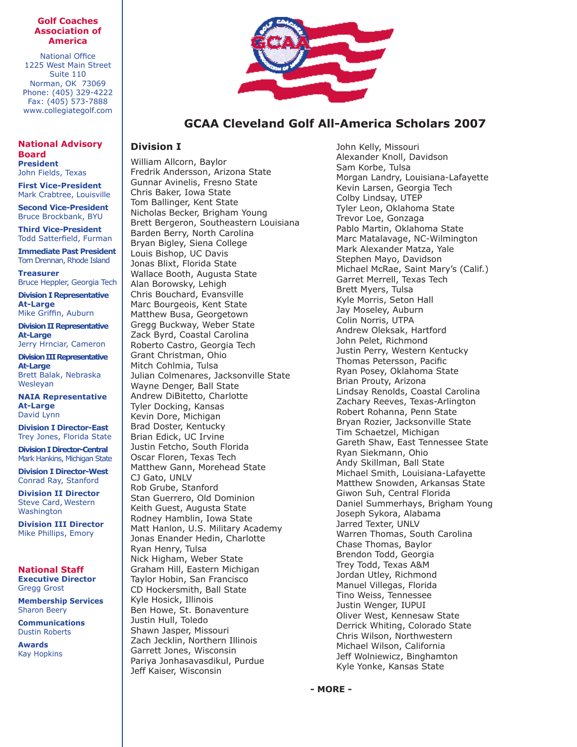**Golf Coaches Association of America**

National Office
1225 West Main Street
Suite 110
Norman, OK 73069
Phone: (405) 329-4222
Fax: (405) 573-7888
www.collegiategolf.com

**National Advisory Board**

**President**
John Fields, Texas

**First Vice-President**
Mark Crabtree, Louisville

**Second Vice-President**
Bruce Brockbank, BYU

**Third Vice-President**
Todd Satterfield, Furman

**Immediate Past President**
Tom Drennan, Rhode Island

**Treasurer**
Bruce Heppler, Georgia Tech

**Division I Representative At-Large**
Mike Griffin, Auburn

**Division II Representative At-Large**
Jerry Hrnciar, Cameron

**Division III Representative At-Large**
Brett Balak, Nebraska Wesleyan

**NAIA Representative At-Large**
David Lynn

**Division I Director-East**
Trey Jones, Florida State

**Division I Director-Central**
Mark Hankins, Michigan State

**Division I Director-West**
Conrad Ray, Stanford

**Division II Director**
Steve Card, Western Washington

**Division III Director**
Mike Phillips, Emory

**National Staff**

**Executive Director**
Gregg Grost

**Membership Services**
Sharon Beery

**Communications**
Dustin Roberts

**Awards**
Kay Hopkins

# GCAA Cleveland Golf All-America Scholars 2007

## Division I

William Allcorn, Baylor
Fredrik Andersson, Arizona State
Gunnar Avinelis, Fresno State
Chris Baker, Iowa State
Tom Ballinger, Kent State
Nicholas Becker, Brigham Young
Brett Bergeron, Southeastern Louisiana
Barden Berry, North Carolina
Bryan Bigley, Siena College
Louis Bishop, UC Davis
Jonas Blixt, Florida State
Wallace Booth, Augusta State
Alan Borowsky, Lehigh
Chris Bouchard, Evansville
Marc Bourgeois, Kent State
Matthew Busa, Georgetown
Gregg Buckway, Weber State
Zack Byrd, Coastal Carolina
Roberto Castro, Georgia Tech
Grant Christman, Ohio
Mitch Cohlmia, Tulsa
Julian Colmenares, Jacksonville State
Wayne Denger, Ball State
Andrew DiBitetto, Charlotte
Tyler Docking, Kansas
Kevin Dore, Michigan
Brad Doster, Kentucky
Brian Edick, UC Irvine
Justin Fetcho, South Florida
Oscar Floren, Texas Tech
Matthew Gann, Morehead State
CJ Gato, UNLV
Rob Grube, Stanford
Stan Guerrero, Old Dominion
Keith Guest, Augusta State
Rodney Hamblin, Iowa State
Matt Hanlon, U.S. Military Academy
Jonas Enander Hedin, Charlotte
Ryan Henry, Tulsa
Nick Higham, Weber State
Graham Hill, Eastern Michigan
Taylor Hobin, San Francisco
CD Hockersmith, Ball State
Kyle Hosick, Illinois
Ben Howe, St. Bonaventure
Justin Hull, Toledo
Shawn Jasper, Missouri
Zach Jecklin, Northern Illinois
Garrett Jones, Wisconsin
Pariya Jonhasavasdikul, Purdue
Jeff Kaiser, Wisconsin
John Kelly, Missouri
Alexander Knoll, Davidson
Sam Korbe, Tulsa
Morgan Landry, Louisiana-Lafayette
Kevin Larsen, Georgia Tech
Colby Lindsay, UTEP
Tyler Leon, Oklahoma State
Trevor Loe, Gonzaga
Pablo Martin, Oklahoma State
Marc Matalavage, NC-Wilmington
Mark Alexander Matza, Yale
Stephen Mayo, Davidson
Michael McRae, Saint Mary's (Calif.)
Garret Merrell, Texas Tech
Brett Myers, Tulsa
Kyle Morris, Seton Hall
Jay Moseley, Auburn
Colin Norris, UTPA
Andrew Oleksak, Hartford
John Pelet, Richmond
Justin Perry, Western Kentucky
Thomas Petersson, Pacific
Ryan Posey, Oklahoma State
Brian Prouty, Arizona
Lindsay Renolds, Coastal Carolina
Zachary Reeves, Texas-Arlington
Robert Rohanna, Penn State
Bryan Rozier, Jacksonville State
Tim Schaetzel, Michigan
Gareth Shaw, East Tennessee State
Ryan Siekmann, Ohio
Andy Skillman, Ball State
Michael Smith, Louisiana-Lafayette
Matthew Snowden, Arkansas State
Giwon Suh, Central Florida
Daniel Summerhays, Brigham Young
Joseph Sykora, Alabama
Jarred Texter, UNLV
Warren Thomas, South Carolina
Chase Thomas, Baylor
Brendon Todd, Georgia
Trey Todd, Texas A&M
Jordan Utley, Richmond
Manuel Villegas, Florida
Tino Weiss, Tennessee
Justin Wenger, IUPUI
Oliver West, Kennesaw State
Derrick Whiting, Colorado State
Chris Wilson, Northwestern
Michael Wilson, California
Jeff Wolniewicz, Binghamton
Kyle Yonke, Kansas State

**- MORE -**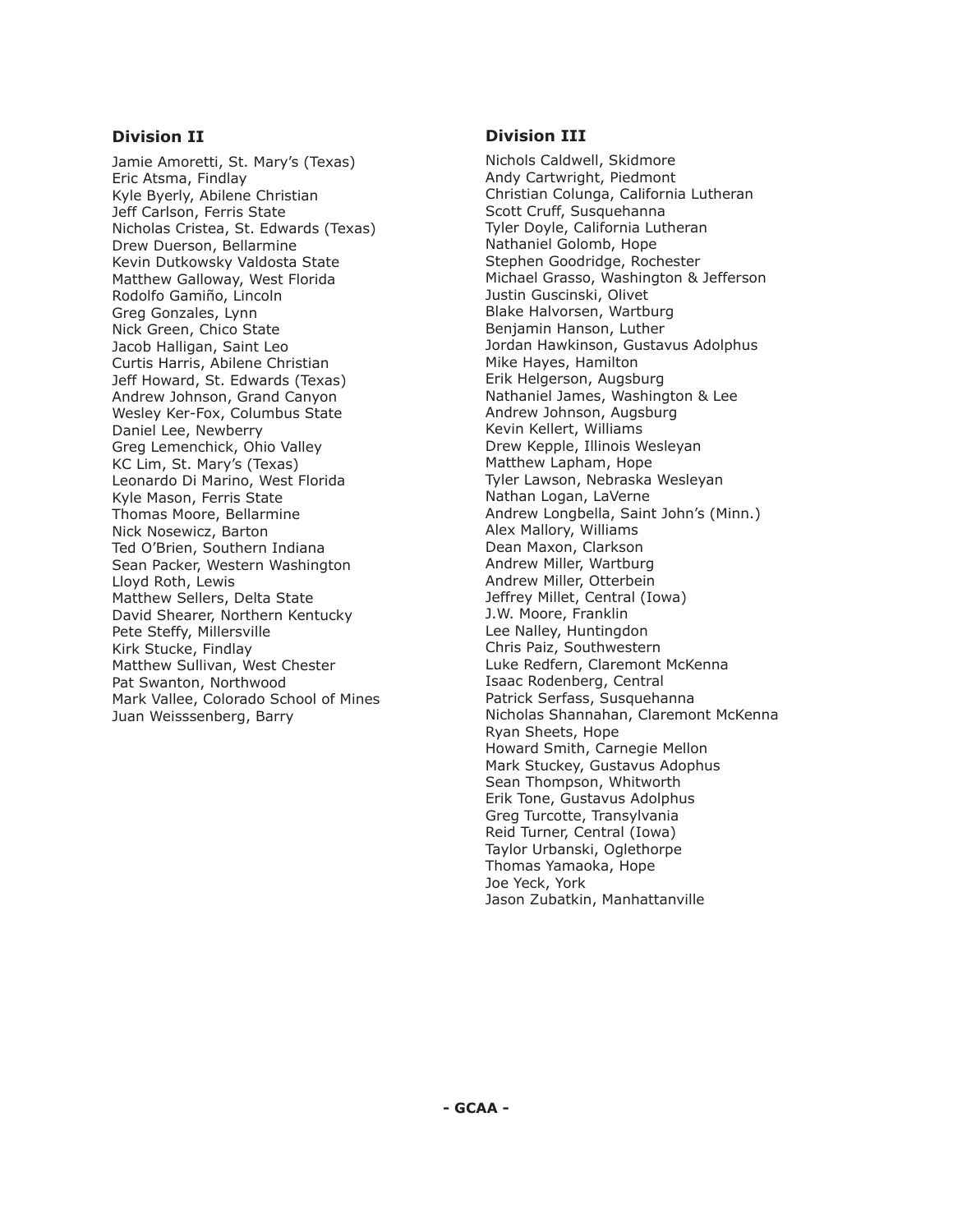## Division II

Jamie Amoretti, St. Mary's (Texas)
Eric Atsma, Findlay
Kyle Byerly, Abilene Christian
Jeff Carlson, Ferris State
Nicholas Cristea, St. Edwards (Texas)
Drew Duerson, Bellarmine
Kevin Dutkowsky Valdosta State
Matthew Galloway, West Florida
Rodolfo Gamiño, Lincoln
Greg Gonzales, Lynn
Nick Green, Chico State
Jacob Halligan, Saint Leo
Curtis Harris, Abilene Christian
Jeff Howard, St. Edwards (Texas)
Andrew Johnson, Grand Canyon
Wesley Ker-Fox, Columbus State
Daniel Lee, Newberry
Greg Lemenchick, Ohio Valley
KC Lim, St. Mary's (Texas)
Leonardo Di Marino, West Florida
Kyle Mason, Ferris State
Thomas Moore, Bellarmine
Nick Nosewicz, Barton
Ted O'Brien, Southern Indiana
Sean Packer, Western Washington
Lloyd Roth, Lewis
Matthew Sellers, Delta State
David Shearer, Northern Kentucky
Pete Steffy, Millersville
Kirk Stucke, Findlay
Matthew Sullivan, West Chester
Pat Swanton, Northwood
Mark Vallee, Colorado School of Mines
Juan Weisssenberg, Barry

## Division III

Nichols Caldwell, Skidmore
Andy Cartwright, Piedmont
Christian Colunga, California Lutheran
Scott Cruff, Susquehanna
Tyler Doyle, California Lutheran
Nathaniel Golomb, Hope
Stephen Goodridge, Rochester
Michael Grasso, Washington & Jefferson
Justin Guscinski, Olivet
Blake Halvorsen, Wartburg
Benjamin Hanson, Luther
Jordan Hawkinson, Gustavus Adolphus
Mike Hayes, Hamilton
Erik Helgerson, Augsburg
Nathaniel James, Washington & Lee
Andrew Johnson, Augsburg
Kevin Kellert, Williams
Drew Kepple, Illinois Wesleyan
Matthew Lapham, Hope
Tyler Lawson, Nebraska Wesleyan
Nathan Logan, LaVerne
Andrew Longbella, Saint John's (Minn.)
Alex Mallory, Williams
Dean Maxon, Clarkson
Andrew Miller, Wartburg
Andrew Miller, Otterbein
Jeffrey Millet, Central (Iowa)
J.W. Moore, Franklin
Lee Nalley, Huntingdon
Chris Paiz, Southwestern
Luke Redfern, Claremont McKenna
Isaac Rodenberg, Central
Patrick Serfass, Susquehanna
Nicholas Shannahan, Claremont McKenna
Ryan Sheets, Hope
Howard Smith, Carnegie Mellon
Mark Stuckey, Gustavus Adophus
Sean Thompson, Whitworth
Erik Tone, Gustavus Adolphus
Greg Turcotte, Transylvania
Reid Turner, Central (Iowa)
Taylor Urbanski, Oglethorpe
Thomas Yamaoka, Hope
Joe Yeck, York
Jason Zubatkin, Manhattanville

**- GCAA -**